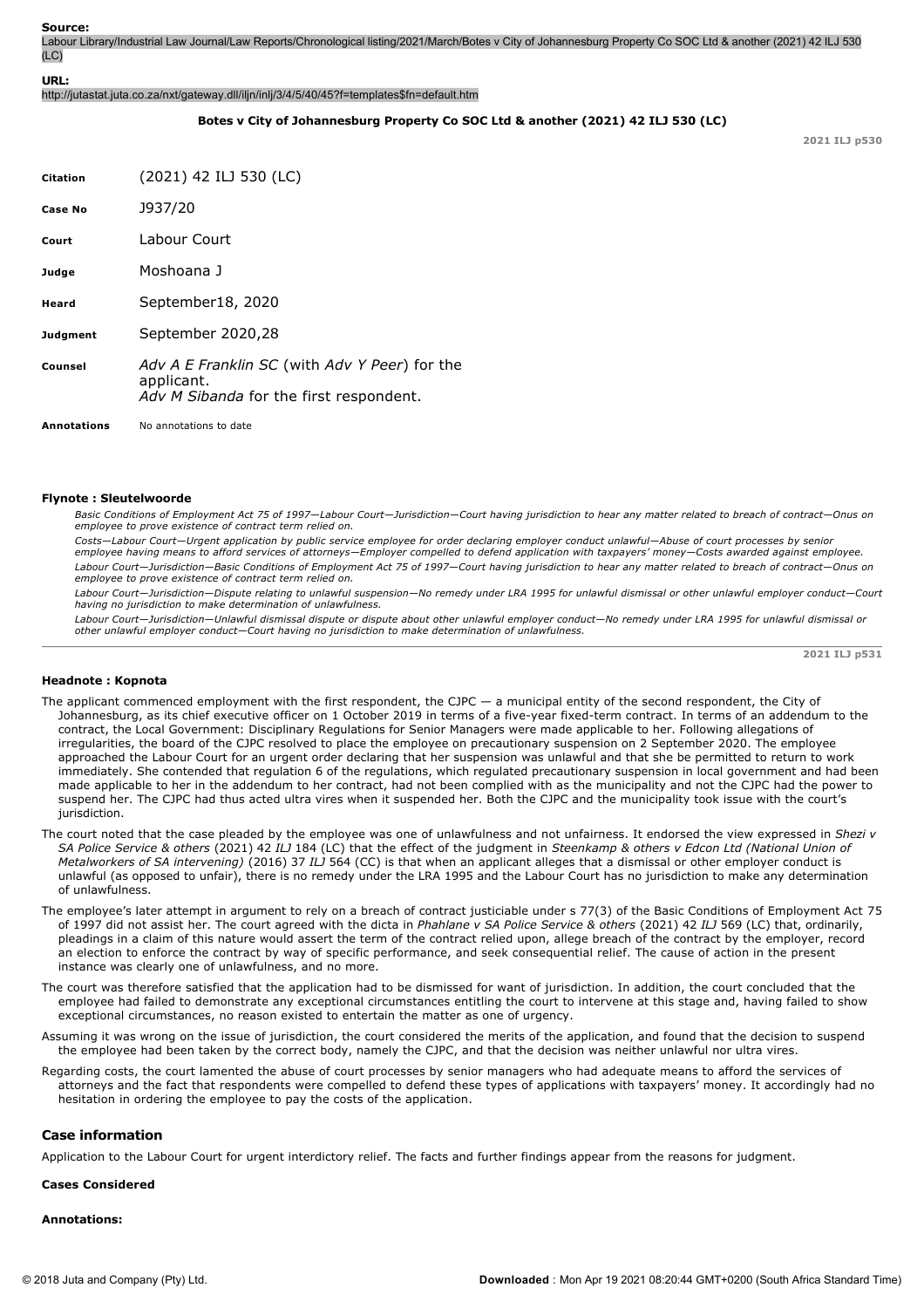**Source:**
Labour Library/Industrial Law Journal/Law Reports/Chronological listing/2021/March/Botes v City of Johannesburg Property Co SOC Ltd & another (2021) 42 ILJ 530 (LC)

**URL:**
http://jutastat.juta.co.za/nxt/gateway.dll/iljn/inlj/3/4/5/40/45?f=templates$fn=default.htm

**Botes v City of Johannesburg Property Co SOC Ltd & another (2021) 42 ILJ 530 (LC)**

2021 ILJ p530

| | |
|---|---|
| **Citation** | (2021) 42 ILJ 530 (LC) |
| **Case No** | J937/20 |
| **Court** | Labour Court |
| **Judge** | Moshoana J |
| **Heard** | September18, 2020 |
| **Judgment** | September 2020,28 |
| **Counsel** | *Adv A E Franklin SC* (with *Adv Y Peer*) for the applicant. *Adv M Sibanda* for the first respondent. |
| **Annotations** | No annotations to date |

**Flynote : Sleutelwoorde**

*Basic Conditions of Employment Act 75 of 1997—Labour Court—Jurisdiction—Court having jurisdiction to hear any matter related to breach of contract—Onus on employee to prove existence of contract term relied on.*

*Costs—Labour Court—Urgent application by public service employee for order declaring employer conduct unlawful—Abuse of court processes by senior employee having means to afford services of attorneys—Employer compelled to defend application with taxpayers' money—Costs awarded against employee.*

*Labour Court—Jurisdiction—Basic Conditions of Employment Act 75 of 1997—Court having jurisdiction to hear any matter related to breach of contract—Onus on employee to prove existence of contract term relied on.*

*Labour Court—Jurisdiction—Dispute relating to unlawful suspension—No remedy under LRA 1995 for unlawful dismissal or other unlawful employer conduct—Court having no jurisdiction to make determination of unlawfulness.*

*Labour Court—Jurisdiction—Unlawful dismissal dispute or dispute about other unlawful employer conduct—No remedy under LRA 1995 for unlawful dismissal or other unlawful employer conduct—Court having no jurisdiction to make determination of unlawfulness.*

2021 ILJ p531

**Headnote : Kopnota**

The applicant commenced employment with the first respondent, the CJPC — a municipal entity of the second respondent, the City of Johannesburg, as its chief executive officer on 1 October 2019 in terms of a five-year fixed-term contract. In terms of an addendum to the contract, the Local Government: Disciplinary Regulations for Senior Managers were made applicable to her. Following allegations of irregularities, the board of the CJPC resolved to place the employee on precautionary suspension on 2 September 2020. The employee approached the Labour Court for an urgent order declaring that her suspension was unlawful and that she be permitted to return to work immediately. She contended that regulation 6 of the regulations, which regulated precautionary suspension in local government and had been made applicable to her in the addendum to her contract, had not been complied with as the municipality and not the CJPC had the power to suspend her. The CJPC had thus acted ultra vires when it suspended her. Both the CJPC and the municipality took issue with the court's jurisdiction.

The court noted that the case pleaded by the employee was one of unlawfulness and not unfairness. It endorsed the view expressed in *Shezi v SA Police Service & others* (2021) 42 *ILJ* 184 (LC) that the effect of the judgment in *Steenkamp & others v Edcon Ltd (National Union of Metalworkers of SA intervening)* (2016) 37 *ILJ* 564 (CC) is that when an applicant alleges that a dismissal or other employer conduct is unlawful (as opposed to unfair), there is no remedy under the LRA 1995 and the Labour Court has no jurisdiction to make any determination of unlawfulness.

The employee's later attempt in argument to rely on a breach of contract justiciable under s 77(3) of the Basic Conditions of Employment Act 75 of 1997 did not assist her. The court agreed with the dicta in *Phahlane v SA Police Service & others* (2021) 42 *ILJ* 569 (LC) that, ordinarily, pleadings in a claim of this nature would assert the term of the contract relied upon, allege breach of the contract by the employer, record an election to enforce the contract by way of specific performance, and seek consequential relief. The cause of action in the present instance was clearly one of unlawfulness, and no more.

The court was therefore satisfied that the application had to be dismissed for want of jurisdiction. In addition, the court concluded that the employee had failed to demonstrate any exceptional circumstances entitling the court to intervene at this stage and, having failed to show exceptional circumstances, no reason existed to entertain the matter as one of urgency.

Assuming it was wrong on the issue of jurisdiction, the court considered the merits of the application, and found that the decision to suspend the employee had been taken by the correct body, namely the CJPC, and that the decision was neither unlawful nor ultra vires.

Regarding costs, the court lamented the abuse of court processes by senior managers who had adequate means to afford the services of attorneys and the fact that respondents were compelled to defend these types of applications with taxpayers' money. It accordingly had no hesitation in ordering the employee to pay the costs of the application.

## Case information

Application to the Labour Court for urgent interdictory relief. The facts and further findings appear from the reasons for judgment.

**Cases Considered**

**Annotations:**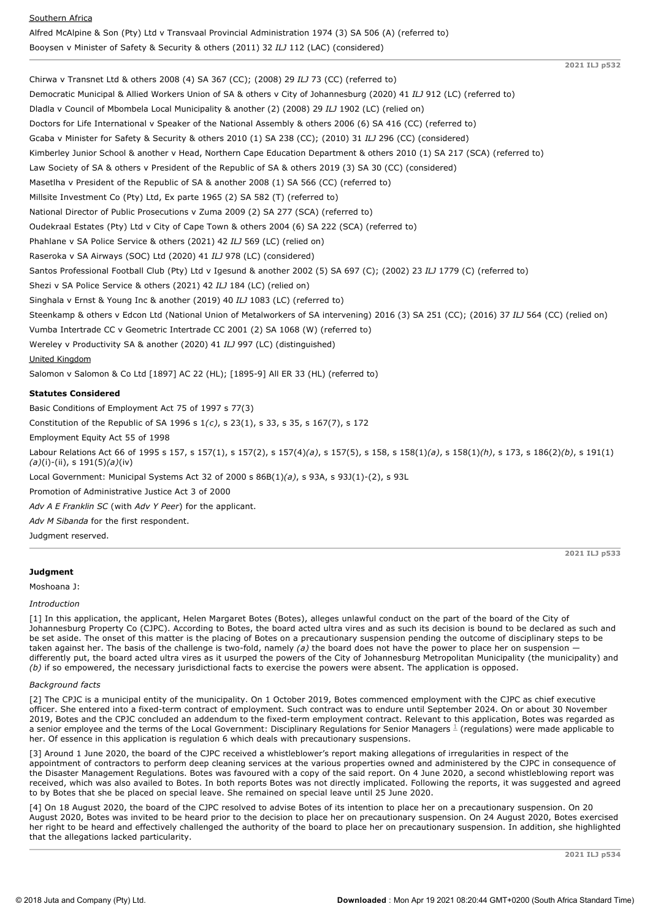Southern Africa

Alfred McAlpine & Son (Pty) Ltd v Transvaal Provincial Administration 1974 (3) SA 506 (A) (referred to)

Booysen v Minister of Safety & Security & others (2011) 32 *ILJ* 112 (LAC) (considered)

Chirwa v Transnet Ltd & others 2008 (4) SA 367 (CC); (2008) 29 *ILJ* 73 (CC) (referred to)

Democratic Municipal & Allied Workers Union of SA & others v City of Johannesburg (2020) 41 *ILJ* 912 (LC) (referred to)

Dladla v Council of Mbombela Local Municipality & another (2) (2008) 29 *ILJ* 1902 (LC) (relied on)

Doctors for Life International v Speaker of the National Assembly & others 2006 (6) SA 416 (CC) (referred to)

Gcaba v Minister for Safety & Security & others 2010 (1) SA 238 (CC); (2010) 31 *ILJ* 296 (CC) (considered)

Kimberley Junior School & another v Head, Northern Cape Education Department & others 2010 (1) SA 217 (SCA) (referred to)

Law Society of SA & others v President of the Republic of SA & others 2019 (3) SA 30 (CC) (considered)

Masetlha v President of the Republic of SA & another 2008 (1) SA 566 (CC) (referred to)

Millsite Investment Co (Pty) Ltd, Ex parte 1965 (2) SA 582 (T) (referred to)

National Director of Public Prosecutions v Zuma 2009 (2) SA 277 (SCA) (referred to)

Oudekraal Estates (Pty) Ltd v City of Cape Town & others 2004 (6) SA 222 (SCA) (referred to)

Phahlane v SA Police Service & others (2021) 42 *ILJ* 569 (LC) (relied on)

Raseroka v SA Airways (SOC) Ltd (2020) 41 *ILJ* 978 (LC) (considered)

Santos Professional Football Club (Pty) Ltd v Igesund & another 2002 (5) SA 697 (C); (2002) 23 *ILJ* 1779 (C) (referred to)

Shezi v SA Police Service & others (2021) 42 *ILJ* 184 (LC) (relied on)

Singhala v Ernst & Young Inc & another (2019) 40 *ILJ* 1083 (LC) (referred to)

Steenkamp & others v Edcon Ltd (National Union of Metalworkers of SA intervening) 2016 (3) SA 251 (CC); (2016) 37 *ILJ* 564 (CC) (relied on)

Vumba Intertrade CC v Geometric Intertrade CC 2001 (2) SA 1068 (W) (referred to)

Wereley v Productivity SA & another (2020) 41 *ILJ* 997 (LC) (distinguished)

United Kingdom

Salomon v Salomon & Co Ltd [1897] AC 22 (HL); [1895-9] All ER 33 (HL) (referred to)

**Statutes Considered**

Basic Conditions of Employment Act 75 of 1997 s 77(3)

Constitution of the Republic of SA 1996 s 1*(c)*, s 23(1), s 33, s 35, s 167(7), s 172

Employment Equity Act 55 of 1998

Labour Relations Act 66 of 1995 s 157, s 157(1), s 157(2), s 157(4)*(a)*, s 157(5), s 158, s 158(1)*(a)*, s 158(1)*(h)*, s 173, s 186(2)*(b)*, s 191(1)*(a)*(i)-(ii), s 191(5)*(a)*(iv)

Local Government: Municipal Systems Act 32 of 2000 s 86B(1)*(a)*, s 93A, s 93J(1)-(2), s 93L

Promotion of Administrative Justice Act 3 of 2000

*Adv A E Franklin SC* (with *Adv Y Peer*) for the applicant.

*Adv M Sibanda* for the first respondent.

Judgment reserved.

**Judgment**

Moshoana J:

*Introduction*

[1] In this application, the applicant, Helen Margaret Botes (Botes), alleges unlawful conduct on the part of the board of the City of Johannesburg Property Co (CJPC). According to Botes, the board acted ultra vires and as such its decision is bound to be declared as such and be set aside. The onset of this matter is the placing of Botes on a precautionary suspension pending the outcome of disciplinary steps to be taken against her. The basis of the challenge is two-fold, namely *(a)* the board does not have the power to place her on suspension — differently put, the board acted ultra vires as it usurped the powers of the City of Johannesburg Metropolitan Municipality (the municipality) and *(b)* if so empowered, the necessary jurisdictional facts to exercise the powers were absent. The application is opposed.

*Background facts*

[2] The CJPC is a municipal entity of the municipality. On 1 October 2019, Botes commenced employment with the CJPC as chief executive officer. She entered into a fixed-term contract of employment. Such contract was to endure until September 2024. On or about 30 November 2019, Botes and the CJPC concluded an addendum to the fixed-term employment contract. Relevant to this application, Botes was regarded as a senior employee and the terms of the Local Government: Disciplinary Regulations for Senior Managers [1] (regulations) were made applicable to her. Of essence in this application is regulation 6 which deals with precautionary suspensions.

[3] Around 1 June 2020, the board of the CJPC received a whistleblower's report making allegations of irregularities in respect of the appointment of contractors to perform deep cleaning services at the various properties owned and administered by the CJPC in consequence of the Disaster Management Regulations. Botes was favoured with a copy of the said report. On 4 June 2020, a second whistleblowing report was received, which was also availed to Botes. In both reports Botes was not directly implicated. Following the reports, it was suggested and agreed to by Botes that she be placed on special leave. She remained on special leave until 25 June 2020.

[4] On 18 August 2020, the board of the CJPC resolved to advise Botes of its intention to place her on a precautionary suspension. On 20 August 2020, Botes was invited to be heard prior to the decision to place her on precautionary suspension. On 24 August 2020, Botes exercised her right to be heard and effectively challenged the authority of the board to place her on precautionary suspension. In addition, she highlighted that the allegations lacked particularity.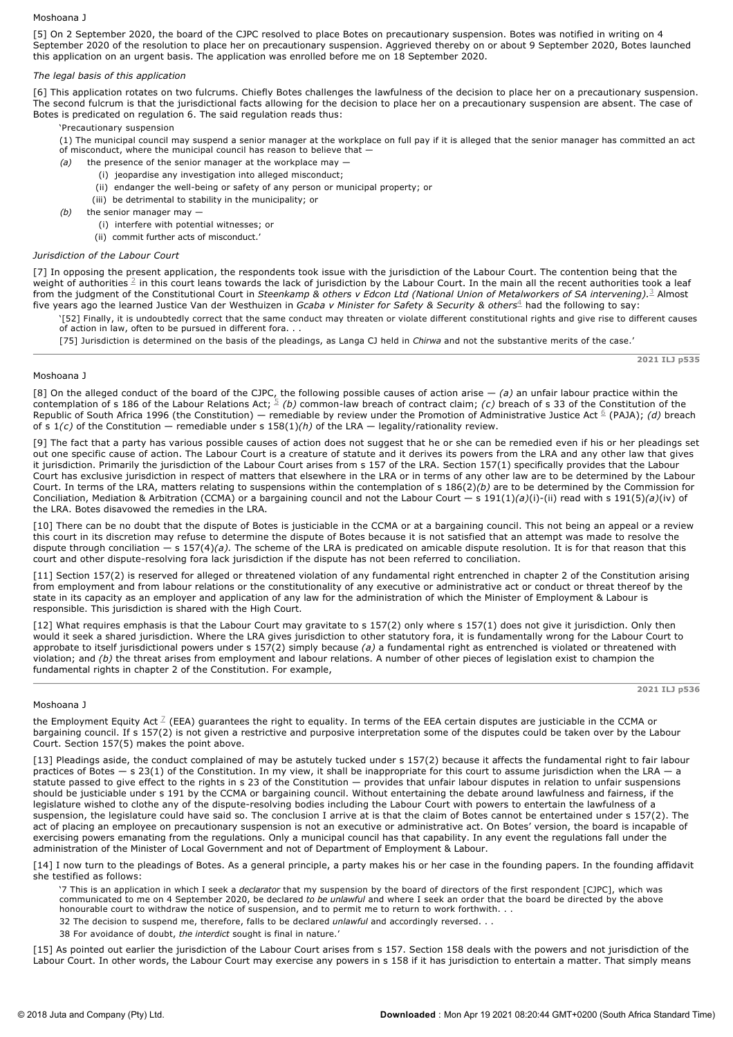[5] On 2 September 2020, the board of the CJPC resolved to place Botes on precautionary suspension. Botes was notified in writing on 4 September 2020 of the resolution to place her on precautionary suspension. Aggrieved thereby on or about 9 September 2020, Botes launched this application on an urgent basis. The application was enrolled before me on 18 September 2020.

*The legal basis of this application*

[6] This application rotates on two fulcrums. Chiefly Botes challenges the lawfulness of the decision to place her on a precautionary suspension. The second fulcrum is that the jurisdictional facts allowing for the decision to place her on a precautionary suspension are absent. The case of Botes is predicated on regulation 6. The said regulation reads thus:

> 'Precautionary suspension
>
> (1) The municipal council may suspend a senior manager at the workplace on full pay if it is alleged that the senior manager has committed an act of misconduct, where the municipal council has reason to believe that —
>
> *(a)* the presence of the senior manager at the workplace may —
>
> (i) jeopardise any investigation into alleged misconduct;
>
> (ii) endanger the well-being or safety of any person or municipal property; or
>
> (iii) be detrimental to stability in the municipality; or
>
> *(b)* the senior manager may —
>
> (i) interfere with potential witnesses; or
>
> (ii) commit further acts of misconduct.'

*Jurisdiction of the Labour Court*

[7] In opposing the present application, the respondents took issue with the jurisdiction of the Labour Court. The contention being that the weight of authorities [2] in this court leans towards the lack of jurisdiction by the Labour Court. In the main all the recent authorities took a leaf from the judgment of the Constitutional Court in *Steenkamp & others v Edcon Ltd (National Union of Metalworkers of SA intervening)*.[3] Almost five years ago the learned Justice Van der Westhuizen in *Gcaba v Minister for Safety & Security & others*[4] had the following to say:

> '[52] Finally, it is undoubtedly correct that the same conduct may threaten or violate different constitutional rights and give rise to different causes of action in law, often to be pursued in different fora. . .
>
> [75] Jurisdiction is determined on the basis of the pleadings, as Langa CJ held in *Chirwa* and not the substantive merits of the case.'

[8] On the alleged conduct of the board of the CJPC, the following possible causes of action arise — *(a)* an unfair labour practice within the contemplation of s 186 of the Labour Relations Act; [5] *(b)* common-law breach of contract claim; *(c)* breach of s 33 of the Constitution of the Republic of South Africa 1996 (the Constitution) — remediable by review under the Promotion of Administrative Justice Act [6] (PAJA); *(d)* breach of s 1*(c)* of the Constitution — remediable under s 158(1)*(h)* of the LRA — legality/rationality review.

[9] The fact that a party has various possible causes of action does not suggest that he or she can be remedied even if his or her pleadings set out one specific cause of action. The Labour Court is a creature of statute and it derives its powers from the LRA and any other law that gives it jurisdiction. Primarily the jurisdiction of the Labour Court arises from s 157 of the LRA. Section 157(1) specifically provides that the Labour Court has exclusive jurisdiction in respect of matters that elsewhere in the LRA or in terms of any other law are to be determined by the Labour Court. In terms of the LRA, matters relating to suspensions within the contemplation of s 186(2)*(b)* are to be determined by the Commission for Conciliation, Mediation & Arbitration (CCMA) or a bargaining council and not the Labour Court — s 191(1)*(a)*(i)-(ii) read with s 191(5)*(a)*(iv) of the LRA. Botes disavowed the remedies in the LRA.

[10] There can be no doubt that the dispute of Botes is justiciable in the CCMA or at a bargaining council. This not being an appeal or a review this court in its discretion may refuse to determine the dispute of Botes because it is not satisfied that an attempt was made to resolve the dispute through conciliation — s 157(4)*(a)*. The scheme of the LRA is predicated on amicable dispute resolution. It is for that reason that this court and other dispute-resolving fora lack jurisdiction if the dispute has not been referred to conciliation.

[11] Section 157(2) is reserved for alleged or threatened violation of any fundamental right entrenched in chapter 2 of the Constitution arising from employment and from labour relations or the constitutionality of any executive or administrative act or conduct or threat thereof by the state in its capacity as an employer and application of any law for the administration of which the Minister of Employment & Labour is responsible. This jurisdiction is shared with the High Court.

[12] What requires emphasis is that the Labour Court may gravitate to s 157(2) only where s 157(1) does not give it jurisdiction. Only then would it seek a shared jurisdiction. Where the LRA gives jurisdiction to other statutory fora, it is fundamentally wrong for the Labour Court to approbate to itself jurisdictional powers under s 157(2) simply because *(a)* a fundamental right as entrenched is violated or threatened with violation; and *(b)* the threat arises from employment and labour relations. A number of other pieces of legislation exist to champion the fundamental rights in chapter 2 of the Constitution. For example, the Employment Equity Act [7] (EEA) guarantees the right to equality. In terms of the EEA certain disputes are justiciable in the CCMA or bargaining council. If s 157(2) is not given a restrictive and purposive interpretation some of the disputes could be taken over by the Labour Court. Section 157(5) makes the point above.

[13] Pleadings aside, the conduct complained of may be astutely tucked under s 157(2) because it affects the fundamental right to fair labour practices of Botes — s 23(1) of the Constitution. In my view, it shall be inappropriate for this court to assume jurisdiction when the LRA — a statute passed to give effect to the rights in s 23 of the Constitution — provides that unfair labour disputes in relation to unfair suspensions should be justiciable under s 191 by the CCMA or bargaining council. Without entertaining the debate around lawfulness and fairness, if the legislature wished to clothe any of the dispute-resolving bodies including the Labour Court with powers to entertain the lawfulness of a suspension, the legislature could have said so. The conclusion I arrive at is that the claim of Botes cannot be entertained under s 157(2). The act of placing an employee on precautionary suspension is not an executive or administrative act. On Botes' version, the board is incapable of exercising powers emanating from the regulations. Only a municipal council has that capability. In any event the regulations fall under the administration of the Minister of Local Government and not of Department of Employment & Labour.

[14] I now turn to the pleadings of Botes. As a general principle, a party makes his or her case in the founding papers. In the founding affidavit she testified as follows:

> '7 This is an application in which I seek a *declarator* that my suspension by the board of directors of the first respondent [CJPC], which was communicated to me on 4 September 2020, be declared *to be unlawful* and where I seek an order that the board be directed by the above honourable court to withdraw the notice of suspension, and to permit me to return to work forthwith. . .
>
> 32 The decision to suspend me, therefore, falls to be declared *unlawful* and accordingly reversed. . .
>
> 38 For avoidance of doubt, *the interdict* sought is final in nature.'

[15] As pointed out earlier the jurisdiction of the Labour Court arises from s 157. Section 158 deals with the powers and not jurisdiction of the Labour Court. In other words, the Labour Court may exercise any powers in s 158 if it has jurisdiction to entertain a matter. That simply means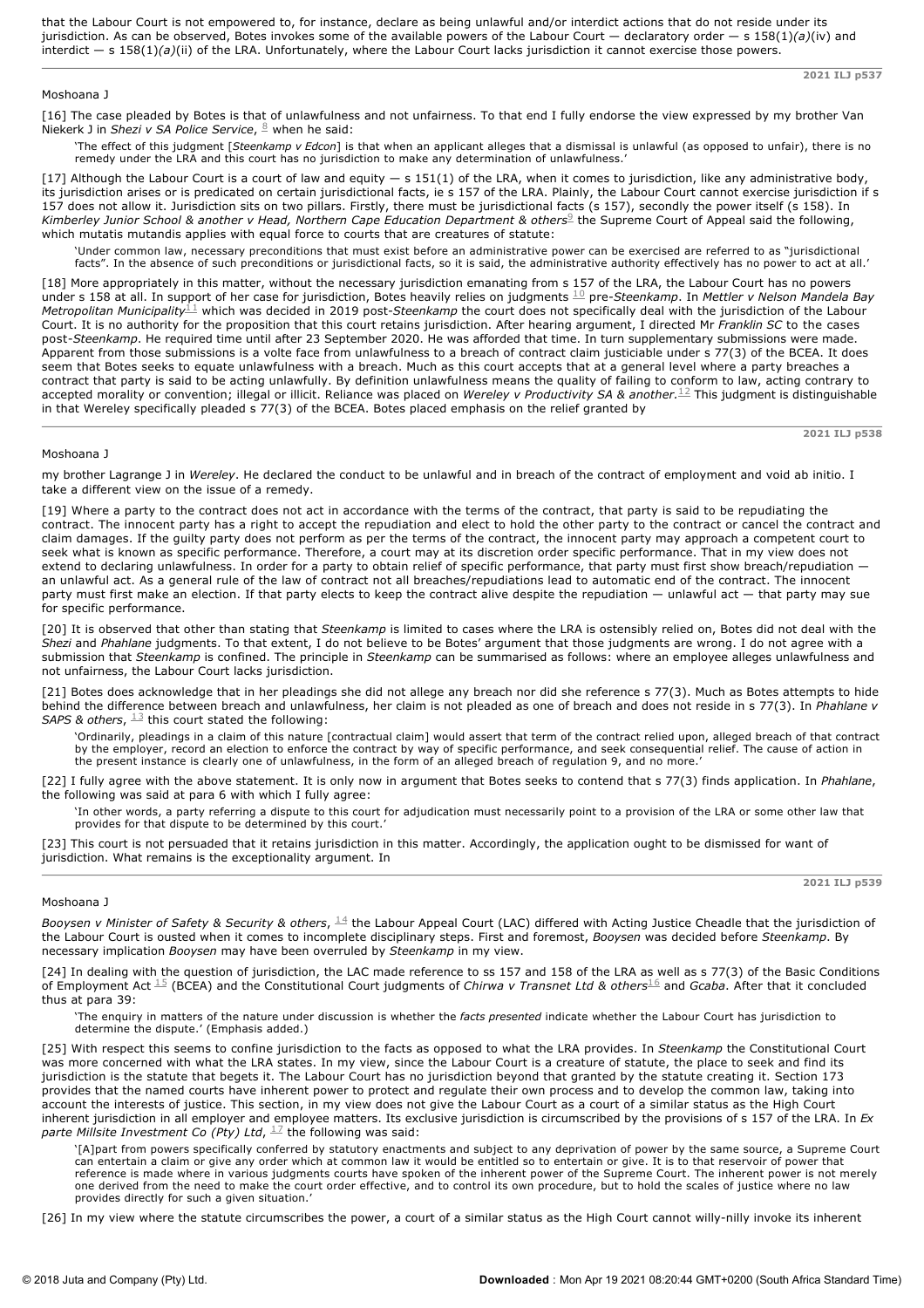that the Labour Court is not empowered to, for instance, declare as being unlawful and/or interdict actions that do not reside under its jurisdiction. As can be observed, Botes invokes some of the available powers of the Labour Court — declaratory order — s 158(1)*(a)*(iv) and interdict — s 158(1)*(a)*(ii) of the LRA. Unfortunately, where the Labour Court lacks jurisdiction it cannot exercise those powers.

[16] The case pleaded by Botes is that of unlawfulness and not unfairness. To that end I fully endorse the view expressed by my brother Van Niekerk J in *Shezi v SA Police Service*, [8] when he said:

> 'The effect of this judgment [*Steenkamp v Edcon*] is that when an applicant alleges that a dismissal is unlawful (as opposed to unfair), there is no remedy under the LRA and this court has no jurisdiction to make any determination of unlawfulness.'

[17] Although the Labour Court is a court of law and equity — s 151(1) of the LRA, when it comes to jurisdiction, like any administrative body, its jurisdiction arises or is predicated on certain jurisdictional facts, ie s 157 of the LRA. Plainly, the Labour Court cannot exercise jurisdiction if s 157 does not allow it. Jurisdiction sits on two pillars. Firstly, there must be jurisdictional facts (s 157), secondly the power itself (s 158). In *Kimberley Junior School & another v Head, Northern Cape Education Department & others*[9] the Supreme Court of Appeal said the following, which mutatis mutandis applies with equal force to courts that are creatures of statute:

> 'Under common law, necessary preconditions that must exist before an administrative power can be exercised are referred to as "jurisdictional facts". In the absence of such preconditions or jurisdictional facts, so it is said, the administrative authority effectively has no power to act at all.'

[18] More appropriately in this matter, without the necessary jurisdiction emanating from s 157 of the LRA, the Labour Court has no powers under s 158 at all. In support of her case for jurisdiction, Botes heavily relies on judgments [10] pre-*Steenkamp*. In *Mettler v Nelson Mandela Bay Metropolitan Municipality*[11] which was decided in 2019 post-*Steenkamp* the court does not specifically deal with the jurisdiction of the Labour Court. It is no authority for the proposition that this court retains jurisdiction. After hearing argument, I directed Mr *Franklin SC* to the cases post-*Steenkamp*. He required time until after 23 September 2020. He was afforded that time. In turn supplementary submissions were made. Apparent from those submissions is a volte face from unlawfulness to a breach of contract claim justiciable under s 77(3) of the BCEA. It does seem that Botes seeks to equate unlawfulness with a breach. Much as this court accepts that at a general level where a party breaches a contract that party is said to be acting unlawfully. By definition unlawfulness means the quality of failing to conform to law, acting contrary to accepted morality or convention; illegal or illicit. Reliance was placed on *Wereley v Productivity SA & another*.[12] This judgment is distinguishable in that Wereley specifically pleaded s 77(3) of the BCEA. Botes placed emphasis on the relief granted by my brother Lagrange J in *Wereley*. He declared the conduct to be unlawful and in breach of the contract of employment and void ab initio. I take a different view on the issue of a remedy.

[19] Where a party to the contract does not act in accordance with the terms of the contract, that party is said to be repudiating the contract. The innocent party has a right to accept the repudiation and elect to hold the other party to the contract or cancel the contract and claim damages. If the guilty party does not perform as per the terms of the contract, the innocent party may approach a competent court to seek what is known as specific performance. Therefore, a court may at its discretion order specific performance. That in my view does not extend to declaring unlawfulness. In order for a party to obtain relief of specific performance, that party must first show breach/repudiation — an unlawful act. As a general rule of the law of contract not all breaches/repudiations lead to automatic end of the contract. The innocent party must first make an election. If that party elects to keep the contract alive despite the repudiation — unlawful act — that party may sue for specific performance.

[20] It is observed that other than stating that *Steenkamp* is limited to cases where the LRA is ostensibly relied on, Botes did not deal with the *Shezi* and *Phahlane* judgments. To that extent, I do not believe to be Botes' argument that those judgments are wrong. I do not agree with a submission that *Steenkamp* is confined. The principle in *Steenkamp* can be summarised as follows: where an employee alleges unlawfulness and not unfairness, the Labour Court lacks jurisdiction.

[21] Botes does acknowledge that in her pleadings she did not allege any breach nor did she reference s 77(3). Much as Botes attempts to hide behind the difference between breach and unlawfulness, her claim is not pleaded as one of breach and does not reside in s 77(3). In *Phahlane v SAPS & others*, [13] this court stated the following:

> 'Ordinarily, pleadings in a claim of this nature [contractual claim] would assert that term of the contract relied upon, alleged breach of that contract by the employer, record an election to enforce the contract by way of specific performance, and seek consequential relief. The cause of action in the present instance is clearly one of unlawfulness, in the form of an alleged breach of regulation 9, and no more.'

[22] I fully agree with the above statement. It is only now in argument that Botes seeks to contend that s 77(3) finds application. In *Phahlane*, the following was said at para 6 with which I fully agree:

> 'In other words, a party referring a dispute to this court for adjudication must necessarily point to a provision of the LRA or some other law that provides for that dispute to be determined by this court.'

[23] This court is not persuaded that it retains jurisdiction in this matter. Accordingly, the application ought to be dismissed for want of jurisdiction. What remains is the exceptionality argument. In *Booysen v Minister of Safety & Security & others*, [14] the Labour Appeal Court (LAC) differed with Acting Justice Cheadle that the jurisdiction of the Labour Court is ousted when it comes to incomplete disciplinary steps. First and foremost, *Booysen* was decided before *Steenkamp*. By necessary implication *Booysen* may have been overruled by *Steenkamp* in my view.

[24] In dealing with the question of jurisdiction, the LAC made reference to ss 157 and 158 of the LRA as well as s 77(3) of the Basic Conditions of Employment Act [15] (BCEA) and the Constitutional Court judgments of *Chirwa v Transnet Ltd & others*[16] and *Gcaba*. After that it concluded thus at para 39:

> 'The enquiry in matters of the nature under discussion is whether the *facts presented* indicate whether the Labour Court has jurisdiction to determine the dispute.' (Emphasis added.)

[25] With respect this seems to confine jurisdiction to the facts as opposed to what the LRA provides. In *Steenkamp* the Constitutional Court was more concerned with what the LRA states. In my view, since the Labour Court is a creature of statute, the place to seek and find its jurisdiction is the statute that begets it. The Labour Court has no jurisdiction beyond that granted by the statute creating it. Section 173 provides that the named courts have inherent power to protect and regulate their own process and to develop the common law, taking into account the interests of justice. This section, in my view does not give the Labour Court as a court of a similar status as the High Court inherent jurisdiction in all employer and employee matters. Its exclusive jurisdiction is circumscribed by the provisions of s 157 of the LRA. In *Ex parte Millsite Investment Co (Pty) Ltd*, [17] the following was said:

> '[A]part from powers specifically conferred by statutory enactments and subject to any deprivation of power by the same source, a Supreme Court can entertain a claim or give any order which at common law it would be entitled so to entertain or give. It is to that reservoir of power that reference is made where in various judgments courts have spoken of the inherent power of the Supreme Court. The inherent power is not merely one derived from the need to make the court order effective, and to control its own procedure, but to hold the scales of justice where no law provides directly for such a given situation.'

[26] In my view where the statute circumscribes the power, a court of a similar status as the High Court cannot willy-nilly invoke its inherent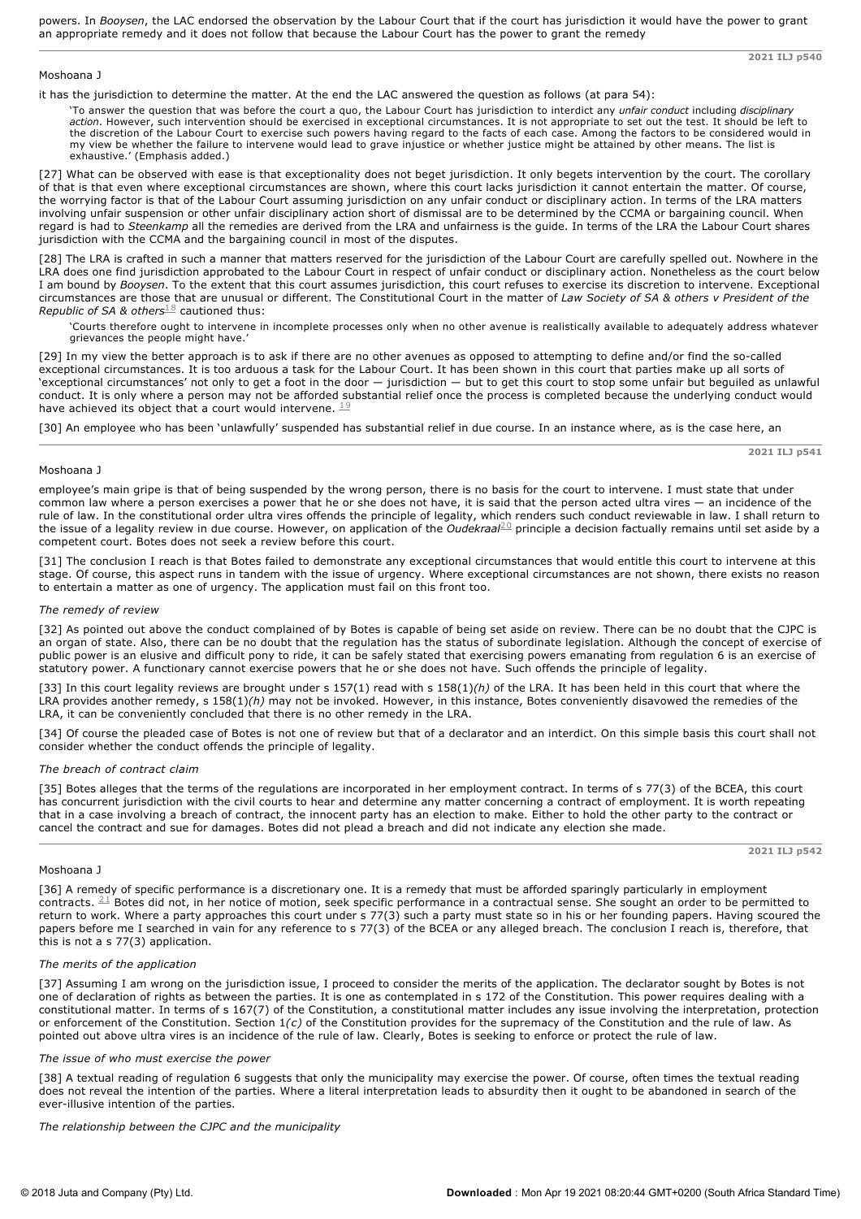powers. In *Booysen*, the LAC endorsed the observation by the Labour Court that if the court has jurisdiction it would have the power to grant an appropriate remedy and it does not follow that because the Labour Court has the power to grant the remedy

it has the jurisdiction to determine the matter. At the end the LAC answered the question as follows (at para 54):

> 'To answer the question that was before the court a quo, the Labour Court has jurisdiction to interdict any *unfair conduct* including *disciplinary action*. However, such intervention should be exercised in exceptional circumstances. It is not appropriate to set out the test. It should be left to the discretion of the Labour Court to exercise such powers having regard to the facts of each case. Among the factors to be considered would in my view be whether the failure to intervene would lead to grave injustice or whether justice might be attained by other means. The list is exhaustive.' (Emphasis added.)

[27] What can be observed with ease is that exceptionality does not beget jurisdiction. It only begets intervention by the court. The corollary of that is that even where exceptional circumstances are shown, where this court lacks jurisdiction it cannot entertain the matter. Of course, the worrying factor is that of the Labour Court assuming jurisdiction on any unfair conduct or disciplinary action. In terms of the LRA matters involving unfair suspension or other unfair disciplinary action short of dismissal are to be determined by the CCMA or bargaining council. When regard is had to *Steenkamp* all the remedies are derived from the LRA and unfairness is the guide. In terms of the LRA the Labour Court shares jurisdiction with the CCMA and the bargaining council in most of the disputes.

[28] The LRA is crafted in such a manner that matters reserved for the jurisdiction of the Labour Court are carefully spelled out. Nowhere in the LRA does one find jurisdiction approbated to the Labour Court in respect of unfair conduct or disciplinary action. Nonetheless as the court below I am bound by *Booysen*. To the extent that this court assumes jurisdiction, this court refuses to exercise its discretion to intervene. Exceptional circumstances are those that are unusual or different. The Constitutional Court in the matter of *Law Society of SA & others v President of the Republic of SA & others*[18] cautioned thus:

> 'Courts therefore ought to intervene in incomplete processes only when no other avenue is realistically available to adequately address whatever grievances the people might have.'

[29] In my view the better approach is to ask if there are no other avenues as opposed to attempting to define and/or find the so-called exceptional circumstances. It is too arduous a task for the Labour Court. It has been shown in this court that parties make up all sorts of 'exceptional circumstances' not only to get a foot in the door — jurisdiction — but to get this court to stop some unfair but beguiled as unlawful conduct. It is only where a person may not be afforded substantial relief once the process is completed because the underlying conduct would have achieved its object that a court would intervene. [19]

[30] An employee who has been 'unlawfully' suspended has substantial relief in due course. In an instance where, as is the case here, an employee's main gripe is that of being suspended by the wrong person, there is no basis for the court to intervene. I must state that under common law where a person exercises a power that he or she does not have, it is said that the person acted ultra vires — an incidence of the rule of law. In the constitutional order ultra vires offends the principle of legality, which renders such conduct reviewable in law. I shall return to the issue of a legality review in due course. However, on application of the *Oudekraal*[20] principle a decision factually remains until set aside by a competent court. Botes does not seek a review before this court.

[31] The conclusion I reach is that Botes failed to demonstrate any exceptional circumstances that would entitle this court to intervene at this stage. Of course, this aspect runs in tandem with the issue of urgency. Where exceptional circumstances are not shown, there exists no reason to entertain a matter as one of urgency. The application must fail on this front too.

*The remedy of review*

[32] As pointed out above the conduct complained of by Botes is capable of being set aside on review. There can be no doubt that the CJPC is an organ of state. Also, there can be no doubt that the regulation has the status of subordinate legislation. Although the concept of exercise of public power is an elusive and difficult pony to ride, it can be safely stated that exercising powers emanating from regulation 6 is an exercise of statutory power. A functionary cannot exercise powers that he or she does not have. Such offends the principle of legality.

[33] In this court legality reviews are brought under s 157(1) read with s 158(1)*(h)* of the LRA. It has been held in this court that where the LRA provides another remedy, s 158(1)*(h)* may not be invoked. However, in this instance, Botes conveniently disavowed the remedies of the LRA, it can be conveniently concluded that there is no other remedy in the LRA.

[34] Of course the pleaded case of Botes is not one of review but that of a declarator and an interdict. On this simple basis this court shall not consider whether the conduct offends the principle of legality.

*The breach of contract claim*

[35] Botes alleges that the terms of the regulations are incorporated in her employment contract. In terms of s 77(3) of the BCEA, this court has concurrent jurisdiction with the civil courts to hear and determine any matter concerning a contract of employment. It is worth repeating that in a case involving a breach of contract, the innocent party has an election to make. Either to hold the other party to the contract or cancel the contract and sue for damages. Botes did not plead a breach and did not indicate any election she made.

[36] A remedy of specific performance is a discretionary one. It is a remedy that must be afforded sparingly particularly in employment contracts. [21] Botes did not, in her notice of motion, seek specific performance in a contractual sense. She sought an order to be permitted to return to work. Where a party approaches this court under s 77(3) such a party must state so in his or her founding papers. Having scoured the papers before me I searched in vain for any reference to s 77(3) of the BCEA or any alleged breach. The conclusion I reach is, therefore, that this is not a s 77(3) application.

*The merits of the application*

[37] Assuming I am wrong on the jurisdiction issue, I proceed to consider the merits of the application. The declarator sought by Botes is not one of declaration of rights as between the parties. It is one as contemplated in s 172 of the Constitution. This power requires dealing with a constitutional matter. In terms of s 167(7) of the Constitution, a constitutional matter includes any issue involving the interpretation, protection or enforcement of the Constitution. Section 1*(c)* of the Constitution provides for the supremacy of the Constitution and the rule of law. As pointed out above ultra vires is an incidence of the rule of law. Clearly, Botes is seeking to enforce or protect the rule of law.

*The issue of who must exercise the power*

[38] A textual reading of regulation 6 suggests that only the municipality may exercise the power. Of course, often times the textual reading does not reveal the intention of the parties. Where a literal interpretation leads to absurdity then it ought to be abandoned in search of the ever-illusive intention of the parties.

*The relationship between the CJPC and the municipality*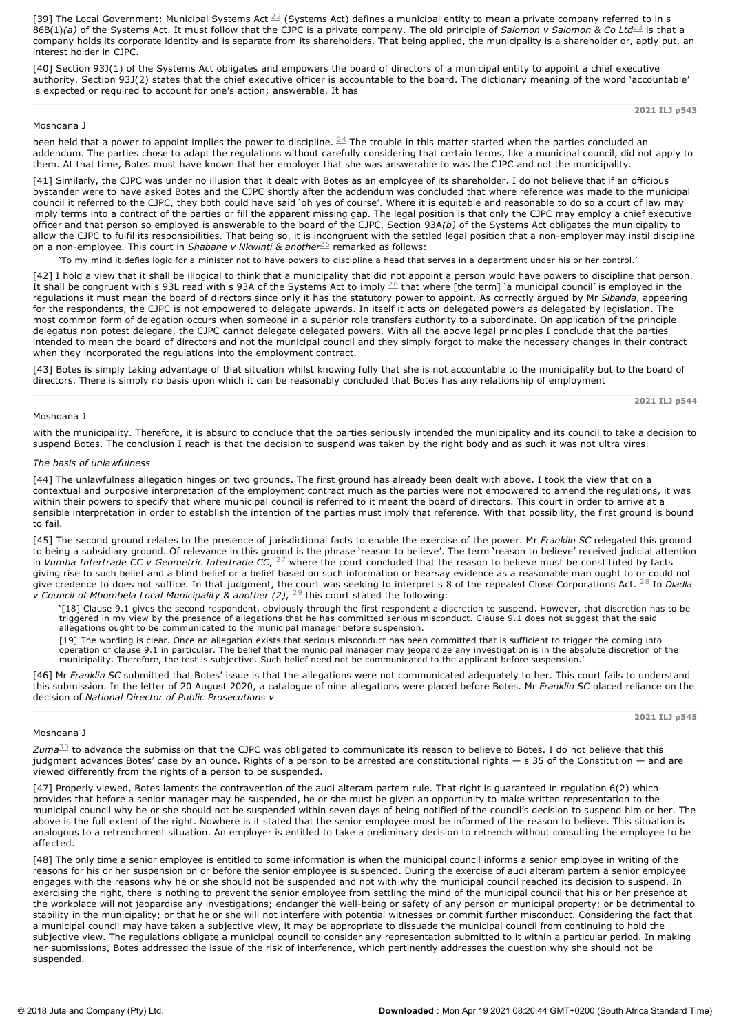[39] The Local Government: Municipal Systems Act [22] (Systems Act) defines a municipal entity to mean a private company referred to in s 86B(1)*(a)* of the Systems Act. It must follow that the CJPC is a private company. The old principle of *Salomon v Salomon & Co Ltd*[23] is that a company holds its corporate identity and is separate from its shareholders. That being applied, the municipality is a shareholder or, aptly put, an interest holder in CJPC.

[40] Section 93J(1) of the Systems Act obligates and empowers the board of directors of a municipal entity to appoint a chief executive authority. Section 93J(2) states that the chief executive officer is accountable to the board. The dictionary meaning of the word 'accountable' is expected or required to account for one's action; answerable. It has been held that a power to appoint implies the power to discipline. [24] The trouble in this matter started when the parties concluded an addendum. The parties chose to adapt the regulations without carefully considering that certain terms, like a municipal council, did not apply to them. At that time, Botes must have known that her employer that she was answerable to was the CJPC and not the municipality.

[41] Similarly, the CJPC was under no illusion that it dealt with Botes as an employee of its shareholder. I do not believe that if an officious bystander were to have asked Botes and the CJPC shortly after the addendum was concluded that where reference was made to the municipal council it referred to the CJPC, they both could have said 'oh yes of course'. Where it is equitable and reasonable to do so a court of law may imply terms into a contract of the parties or fill the apparent missing gap. The legal position is that only the CJPC may employ a chief executive officer and that person so employed is answerable to the board of the CJPC. Section 93A*(b)* of the Systems Act obligates the municipality to allow the CJPC to fulfil its responsibilities. That being so, it is incongruent with the settled legal position that a non-employer may instil discipline on a non-employee. This court in *Shabane v Nkwinti & another*[25] remarked as follows:

> 'To my mind it defies logic for a minister not to have powers to discipline a head that serves in a department under his or her control.'

[42] I hold a view that it shall be illogical to think that a municipality that did not appoint a person would have powers to discipline that person. It shall be congruent with s 93L read with s 93A of the Systems Act to imply [26] that where [the term] 'a municipal council' is employed in the regulations it must mean the board of directors since only it has the statutory power to appoint. As correctly argued by Mr *Sibanda*, appearing for the respondents, the CJPC is not empowered to delegate upwards. In itself it acts on delegated powers as delegated by legislation. The most common form of delegation occurs when someone in a superior role transfers authority to a subordinate. On application of the principle delegatus non potest delegare, the CJPC cannot delegate delegated powers. With all the above legal principles I conclude that the parties intended to mean the board of directors and not the municipal council and they simply forgot to make the necessary changes in their contract when they incorporated the regulations into the employment contract.

[43] Botes is simply taking advantage of that situation whilst knowing fully that she is not accountable to the municipality but to the board of directors. There is simply no basis upon which it can be reasonably concluded that Botes has any relationship of employment with the municipality. Therefore, it is absurd to conclude that the parties seriously intended the municipality and its council to take a decision to suspend Botes. The conclusion I reach is that the decision to suspend was taken by the right body and as such it was not ultra vires.

*The basis of unlawfulness*

[44] The unlawfulness allegation hinges on two grounds. The first ground has already been dealt with above. I took the view that on a contextual and purposive interpretation of the employment contract much as the parties were not empowered to amend the regulations, it was within their powers to specify that where municipal council is referred to it meant the board of directors. This court in order to arrive at a sensible interpretation in order to establish the intention of the parties must imply that reference. With that possibility, the first ground is bound to fail.

[45] The second ground relates to the presence of jurisdictional facts to enable the exercise of the power. Mr *Franklin SC* relegated this ground to being a subsidiary ground. Of relevance in this ground is the phrase 'reason to believe'. The term 'reason to believe' received judicial attention in *Vumba Intertrade CC v Geometric Intertrade CC*, [27] where the court concluded that the reason to believe must be constituted by facts giving rise to such belief and a blind belief or a belief based on such information or hearsay evidence as a reasonable man ought to or could not give credence to does not suffice. In that judgment, the court was seeking to interpret s 8 of the repealed Close Corporations Act. [28] In *Dladla v Council of Mbombela Local Municipality & another (2)*, [29] this court stated the following:

> '[18] Clause 9.1 gives the second respondent, obviously through the first respondent a discretion to suspend. However, that discretion has to be triggered in my view by the presence of allegations that he has committed serious misconduct. Clause 9.1 does not suggest that the said allegations ought to be communicated to the municipal manager before suspension.
>
> [19] The wording is clear. Once an allegation exists that serious misconduct has been committed that is sufficient to trigger the coming into operation of clause 9.1 in particular. The belief that the municipal manager may jeopardize any investigation is in the absolute discretion of the municipality. Therefore, the test is subjective. Such belief need not be communicated to the applicant before suspension.'

[46] Mr *Franklin SC* submitted that Botes' issue is that the allegations were not communicated adequately to her. This court fails to understand this submission. In the letter of 20 August 2020, a catalogue of nine allegations were placed before Botes. Mr *Franklin SC* placed reliance on the decision of *National Director of Public Prosecutions v Zuma*[30] to advance the submission that the CJPC was obligated to communicate its reason to believe to Botes. I do not believe that this judgment advances Botes' case by an ounce. Rights of a person to be arrested are constitutional rights — s 35 of the Constitution — and are viewed differently from the rights of a person to be suspended.

[47] Properly viewed, Botes laments the contravention of the audi alteram partem rule. That right is guaranteed in regulation 6(2) which provides that before a senior manager may be suspended, he or she must be given an opportunity to make written representation to the municipal council why he or she should not be suspended within seven days of being notified of the council's decision to suspend him or her. The above is the full extent of the right. Nowhere is it stated that the senior employee must be informed of the reason to believe. This situation is analogous to a retrenchment situation. An employer is entitled to take a preliminary decision to retrench without consulting the employee to be affected.

[48] The only time a senior employee is entitled to some information is when the municipal council informs a senior employee in writing of the reasons for his or her suspension on or before the senior employee is suspended. During the exercise of audi alteram partem a senior employee engages with the reasons why he or she should not be suspended and not with why the municipal council reached its decision to suspend. In exercising the right, there is nothing to prevent the senior employee from settling the mind of the municipal council that his or her presence at the workplace will not jeopardise any investigations; endanger the well-being or safety of any person or municipal property; or be detrimental to stability in the municipality; or that he or she will not interfere with potential witnesses or commit further misconduct. Considering the fact that a municipal council may have taken a subjective view, it may be appropriate to dissuade the municipal council from continuing to hold the subjective view. The regulations obligate a municipal council to consider any representation submitted to it within a particular period. In making her submissions, Botes addressed the issue of the risk of interference, which pertinently addresses the question why she should not be suspended.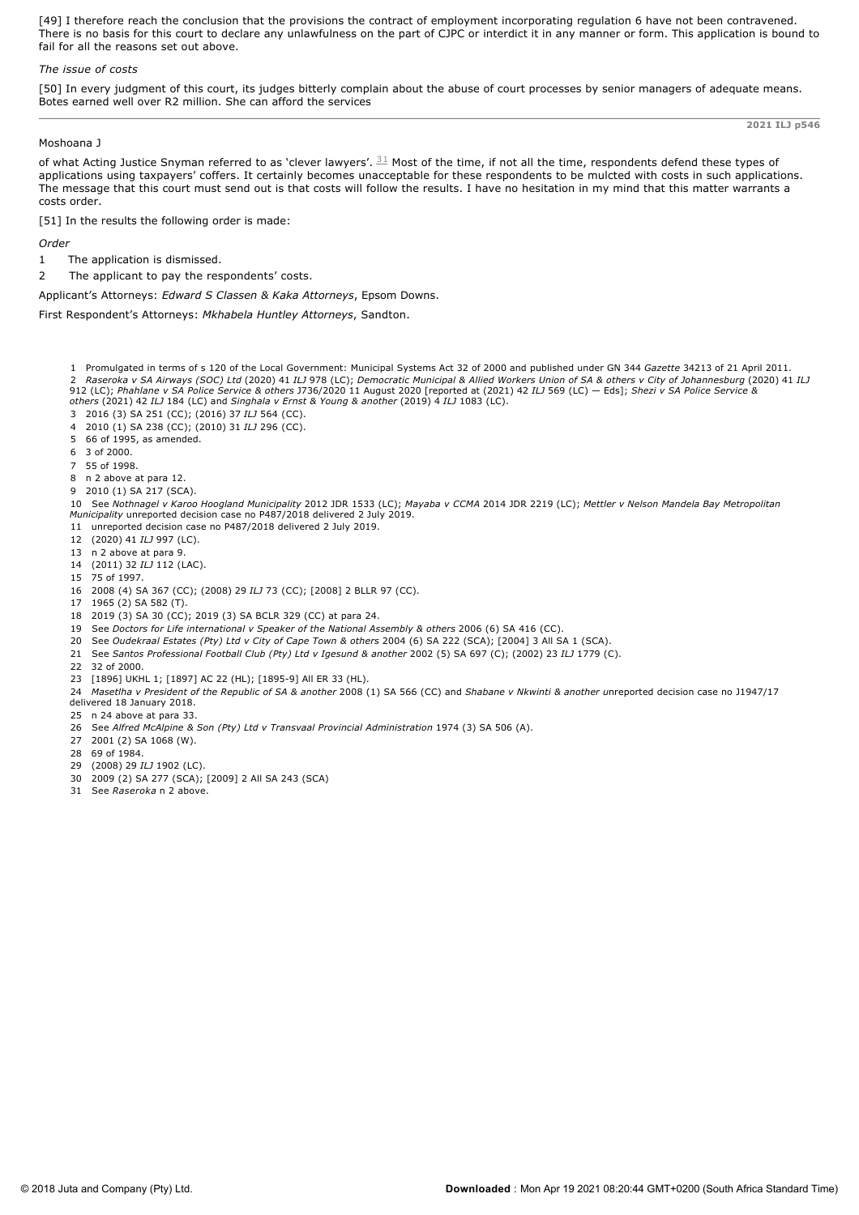[49] I therefore reach the conclusion that the provisions the contract of employment incorporating regulation 6 have not been contravened. There is no basis for this court to declare any unlawfulness on the part of CJPC or interdict it in any manner or form. This application is bound to fail for all the reasons set out above.

*The issue of costs*

[50] In every judgment of this court, its judges bitterly complain about the abuse of court processes by senior managers of adequate means. Botes earned well over R2 million. She can afford the services of what Acting Justice Snyman referred to as 'clever lawyers'. [31] Most of the time, if not all the time, respondents defend these types of applications using taxpayers' coffers. It certainly becomes unacceptable for these respondents to be mulcted with costs in such applications. The message that this court must send out is that costs will follow the results. I have no hesitation in my mind that this matter warrants a costs order.

[51] In the results the following order is made:

*Order*

1 The application is dismissed.

2 The applicant to pay the respondents' costs.

Applicant's Attorneys: *Edward S Classen & Kaka Attorneys*, Epsom Downs.

First Respondent's Attorneys: *Mkhabela Huntley Attorneys*, Sandton.

1 Promulgated in terms of s 120 of the Local Government: Municipal Systems Act 32 of 2000 and published under GN 344 *Gazette* 34213 of 21 April 2011.

2 *Raseroka v SA Airways (SOC) Ltd* (2020) 41 *ILJ* 978 (LC); *Democratic Municipal & Allied Workers Union of SA & others v City of Johannesburg* (2020) 41 *ILJ* 912 (LC); *Phahlane v SA Police Service & others* J736/2020 11 August 2020 [reported at (2021) 42 *ILJ* 569 (LC) — Eds]; *Shezi v SA Police Service & others* (2021) 42 *ILJ* 184 (LC) and *Singhala v Ernst & Young & another* (2019) 4 *ILJ* 1083 (LC).

3 2016 (3) SA 251 (CC); (2016) 37 *ILJ* 564 (CC).

4 2010 (1) SA 238 (CC); (2010) 31 *ILJ* 296 (CC).

5 66 of 1995, as amended.

6 3 of 2000.

7 55 of 1998.

8 n 2 above at para 12.

9 2010 (1) SA 217 (SCA).

10 See *Nothnagel v Karoo Hoogland Municipality* 2012 JDR 1533 (LC); *Mayaba v CCMA* 2014 JDR 2219 (LC); *Mettler v Nelson Mandela Bay Metropolitan Municipality* unreported decision case no P487/2018 delivered 2 July 2019.

11 unreported decision case no P487/2018 delivered 2 July 2019.

12 (2020) 41 *ILJ* 997 (LC).

13 n 2 above at para 9.

14 (2011) 32 *ILJ* 112 (LAC).

15 75 of 1997.

16 2008 (4) SA 367 (CC); (2008) 29 *ILJ* 73 (CC); [2008] 2 BLLR 97 (CC).

17 1965 (2) SA 582 (T).

18 2019 (3) SA 30 (CC); 2019 (3) SA BCLR 329 (CC) at para 24.

19 See *Doctors for Life international v Speaker of the National Assembly & others* 2006 (6) SA 416 (CC).

20 See *Oudekraal Estates (Pty) Ltd v City of Cape Town & others* 2004 (6) SA 222 (SCA); [2004] 3 All SA 1 (SCA).

21 See *Santos Professional Football Club (Pty) Ltd v Igesund & another* 2002 (5) SA 697 (C); (2002) 23 *ILJ* 1779 (C).

22 32 of 2000.

23 [1896] UKHL 1; [1897] AC 22 (HL); [1895-9] All ER 33 (HL).

24 *Masetlha v President of the Republic of SA & another* 2008 (1) SA 566 (CC) and *Shabane v Nkwinti & another* unreported decision case no J1947/17 delivered 18 January 2018.

25 n 24 above at para 33.

26 See *Alfred McAlpine & Son (Pty) Ltd v Transvaal Provincial Administration* 1974 (3) SA 506 (A).

27 2001 (2) SA 1068 (W).

28 69 of 1984.

29 (2008) 29 *ILJ* 1902 (LC).

30 2009 (2) SA 277 (SCA); [2009] 2 All SA 243 (SCA)

31 See *Raseroka* n 2 above.